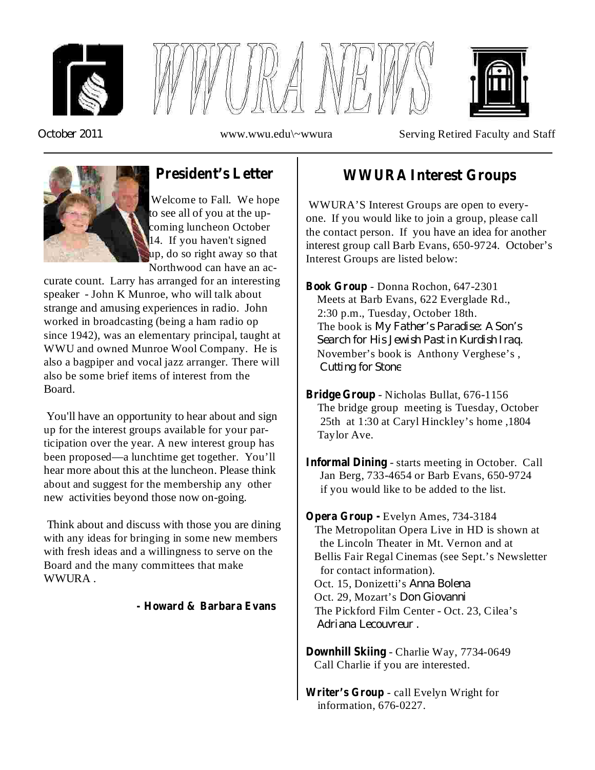# WWURA NEWS

October 2011 www.wwu.edu\~wwura Serving Retired Faculty and Staff

## President's Letter

Welcome to Fall. We hope to see all of you at the upcoming luncheon October 14. If you haven't signed up, do so right away so that Northwood can have an accurate count. Larry has arranged for an interesting speaker - John K Munroe, who will talk about strange and amusing experiences in radio. John worked in broadcasting (being a ham radio op since 1942), was an elementary principal, taught at WWU and owned Munroe Wool Company. He is also a bagpiper and vocal jazz arranger. There will also be some brief items of interest from the Board.

You'll have an opportunity to hear about and sign up for the interest groups available for your participation over the year. A new interest group has been proposed—a lunchtime get together. You'll hear more about this at the luncheon. Please think about and suggest for the membership any other new activities beyond those now on-going.

Think about and discuss with those you are dining with any ideas for bringing in some new members with fresh ideas and a willingness to serve on the Board and the many committees that make WWURA .

**- Howard & Barbara Evans**

## WWURA Interest Groups

WWURA'S Interest Groups are open to everyone. If you would like to join a group, please call the contact person. If you have an idea for another interest group call Barb Evans, 650-9724. October's Interest Groups are listed below:

**Book Group** - Donna Rochon, 647-2301
Meets at Barb Evans, 622 Everglade Rd., 2:30 p.m., Tuesday, October 18th.
The book is *My Father's Paradise: A Son's Search for His Jewish Past in Kurdish Iraq.*
November's book is Anthony Verghese's , *Cutting for Stone*

**Bridge Group** - Nicholas Bullat, 676-1156
The bridge group meeting is Tuesday, October 25th at 1:30 at Caryl Hinckley's home ,1804 Taylor Ave.

**Informal Dining** - starts meeting in October. Call Jan Berg, 733-4654 or Barb Evans, 650-9724 if you would like to be added to the list.

**Opera Group -** Evelyn Ames, 734-3184
The Metropolitan Opera Live in HD is shown at the Lincoln Theater in Mt. Vernon and at Bellis Fair Regal Cinemas (see Sept.'s Newsletter for contact information).
Oct. 15, Donizetti's *Anna Bolena*
Oct. 29, Mozart's *Don Giovanni*
The Pickford Film Center - Oct. 23, Cilea's *Adriana Lecouvreur* .

**Downhill Skiing** - Charlie Way, 7734-0649
Call Charlie if you are interested.

**Writer's Group** - call Evelyn Wright for information, 676-0227.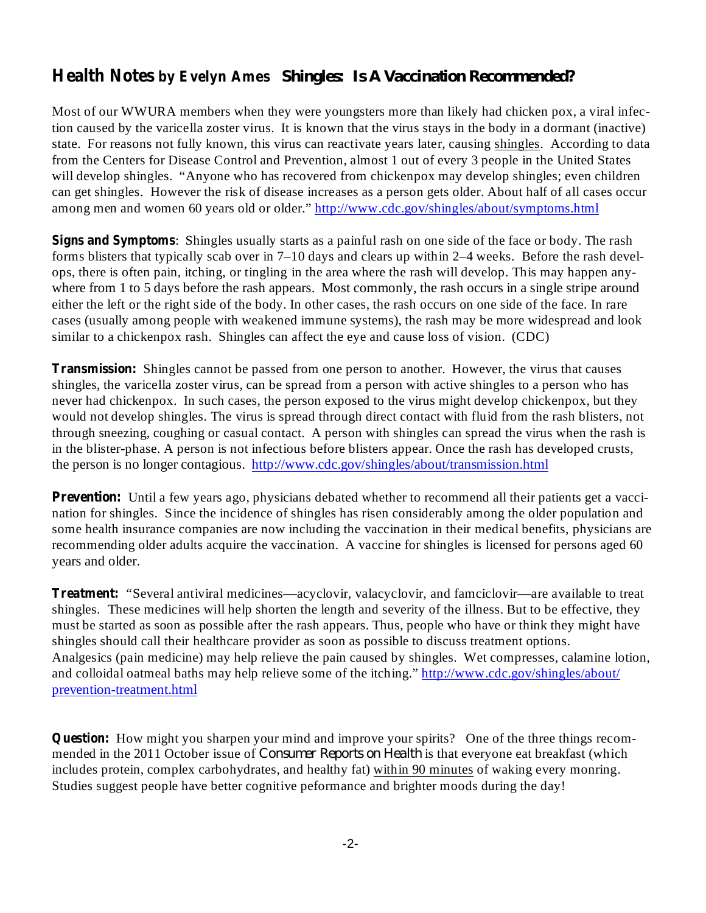## Health Notes by Evelyn Ames   Shingles: Is A Vaccination Recommended?

Most of our WWURA members when they were youngsters more than likely had chicken pox, a viral infection caused by the varicella zoster virus. It is known that the virus stays in the body in a dormant (inactive) state. For reasons not fully known, this virus can reactivate years later, causing shingles. According to data from the Centers for Disease Control and Prevention, almost 1 out of every 3 people in the United States will develop shingles. "Anyone who has recovered from chickenpox may develop shingles; even children can get shingles. However the risk of disease increases as a person gets older. About half of all cases occur among men and women 60 years old or older." http://www.cdc.gov/shingles/about/symptoms.html

**Signs and Symptoms**: Shingles usually starts as a painful rash on one side of the face or body. The rash forms blisters that typically scab over in 7–10 days and clears up within 2–4 weeks. Before the rash develops, there is often pain, itching, or tingling in the area where the rash will develop. This may happen anywhere from 1 to 5 days before the rash appears. Most commonly, the rash occurs in a single stripe around either the left or the right side of the body. In other cases, the rash occurs on one side of the face. In rare cases (usually among people with weakened immune systems), the rash may be more widespread and look similar to a chickenpox rash. Shingles can affect the eye and cause loss of vision. (CDC)

**Transmission:** Shingles cannot be passed from one person to another. However, the virus that causes shingles, the varicella zoster virus, can be spread from a person with active shingles to a person who has never had chickenpox. In such cases, the person exposed to the virus might develop chickenpox, but they would not develop shingles. The virus is spread through direct contact with fluid from the rash blisters, not through sneezing, coughing or casual contact. A person with shingles can spread the virus when the rash is in the blister-phase. A person is not infectious before blisters appear. Once the rash has developed crusts, the person is no longer contagious. http://www.cdc.gov/shingles/about/transmission.html

**Prevention:** Until a few years ago, physicians debated whether to recommend all their patients get a vaccination for shingles. Since the incidence of shingles has risen considerably among the older population and some health insurance companies are now including the vaccination in their medical benefits, physicians are recommending older adults acquire the vaccination. A vaccine for shingles is licensed for persons aged 60 years and older.

**Treatment:** "Several antiviral medicines—acyclovir, valacyclovir, and famciclovir—are available to treat shingles. These medicines will help shorten the length and severity of the illness. But to be effective, they must be started as soon as possible after the rash appears. Thus, people who have or think they might have shingles should call their healthcare provider as soon as possible to discuss treatment options. Analgesics (pain medicine) may help relieve the pain caused by shingles. Wet compresses, calamine lotion, and colloidal oatmeal baths may help relieve some of the itching." http://www.cdc.gov/shingles/about/prevention-treatment.html

**Question:** How might you sharpen your mind and improve your spirits? One of the three things recommended in the 2011 October issue of *Consumer Reports on Health* is that everyone eat breakfast (which includes protein, complex carbohydrates, and healthy fat) within 90 minutes of waking every monring. Studies suggest people have better cognitive peformance and brighter moods during the day!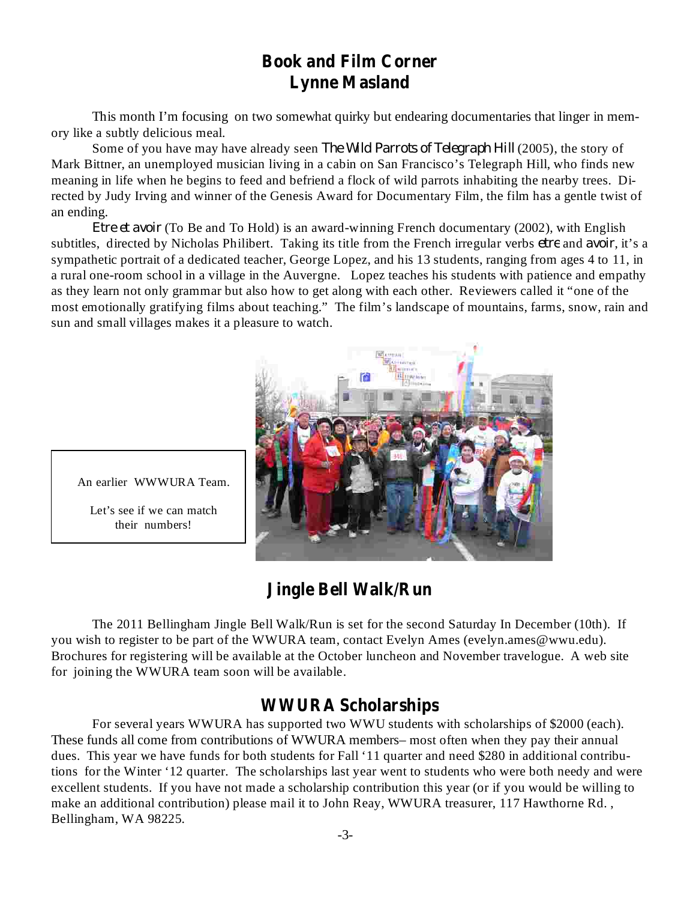# Book and Film Corner
## Lynne Masland

This month I'm focusing on two somewhat quirky but endearing documentaries that linger in memory like a subtly delicious meal.

Some of you have may have already seen *The Wild Parrots of Telegraph Hill* (2005), the story of Mark Bittner, an unemployed musician living in a cabin on San Francisco's Telegraph Hill, who finds new meaning in life when he begins to feed and befriend a flock of wild parrots inhabiting the nearby trees. Directed by Judy Irving and winner of the Genesis Award for Documentary Film, the film has a gentle twist of an ending.

*Etre et avoir* (To Be and To Hold) is an award-winning French documentary (2002), with English subtitles, directed by Nicholas Philibert. Taking its title from the French irregular verbs *etre* and *avoir*, it's a sympathetic portrait of a dedicated teacher, George Lopez, and his 13 students, ranging from ages 4 to 11, in a rural one-room school in a village in the Auvergne. Lopez teaches his students with patience and empathy as they learn not only grammar but also how to get along with each other. Reviewers called it "one of the most emotionally gratifying films about teaching." The film's landscape of mountains, farms, snow, rain and sun and small villages makes it a pleasure to watch.

An earlier WWWURA Team.

Let's see if we can match their numbers!

# Jingle Bell Walk/Run

The 2011 Bellingham Jingle Bell Walk/Run is set for the second Saturday In December (10th). If you wish to register to be part of the WWURA team, contact Evelyn Ames (evelyn.ames@wwu.edu). Brochures for registering will be available at the October luncheon and November travelogue. A web site for joining the WWURA team soon will be available.

# WWURA Scholarships

For several years WWURA has supported two WWU students with scholarships of $2000 (each). These funds all come from contributions of WWURA members– most often when they pay their annual dues. This year we have funds for both students for Fall '11 quarter and need $280 in additional contributions for the Winter '12 quarter. The scholarships last year went to students who were both needy and were excellent students. If you have not made a scholarship contribution this year (or if you would be willing to make an additional contribution) please mail it to John Reay, WWURA treasurer, 117 Hawthorne Rd. , Bellingham, WA 98225.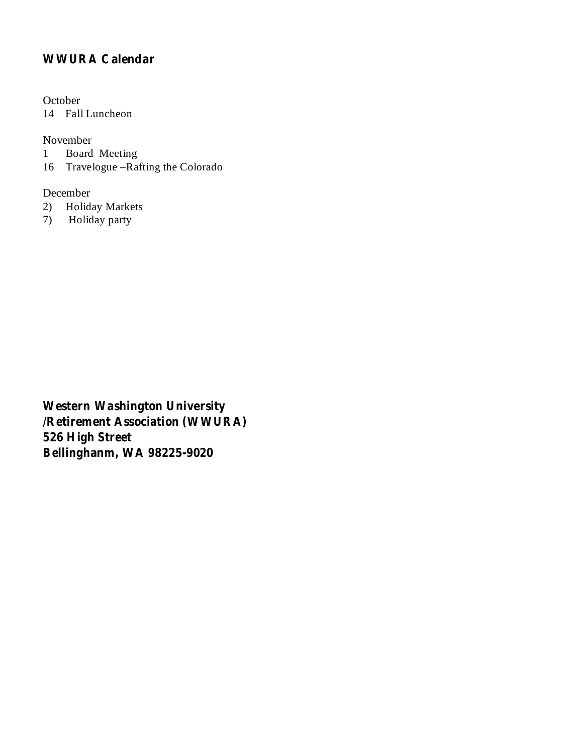**WWURA Calendar**

October
14 Fall Luncheon

November
1 Board Meeting
16 Travelogue –Rafting the Colorado

December
2) Holiday Markets
7) Holiday party

**Western Washington University**
**/Retirement Association (WWURA)**
**526 High Street**
**Bellinghanm, WA 98225-9020**